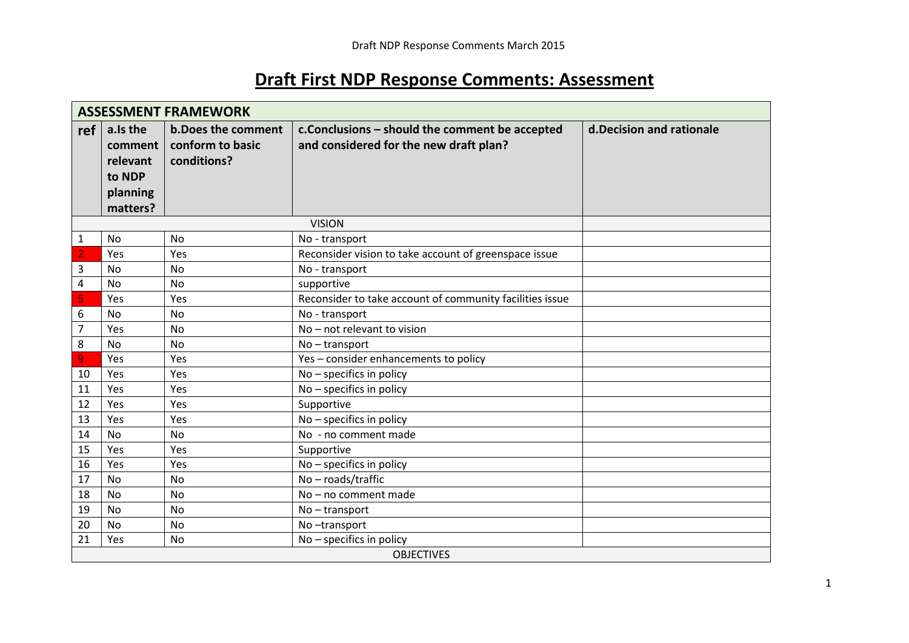# Draft First NDP Response Comments: Assessment

| ASSESSMENT FRAMEWORK | | | | |
|---|---|---|---|---|
| **ref** | **a.Is the comment relevant to NDP planning matters?** | **b.Does the comment conform to basic conditions?** | **c.Conclusions – should the comment be accepted and considered for the new draft plan?** | **d.Decision and rationale** |
| VISION | | | | |
| 1 | No | No | No - transport | |
| 2 | Yes | Yes | Reconsider vision to take account of greenspace issue | |
| 3 | No | No | No - transport | |
| 4 | No | No | supportive | |
| 5 | Yes | Yes | Reconsider to take account of community facilities issue | |
| 6 | No | No | No - transport | |
| 7 | Yes | No | No – not relevant to vision | |
| 8 | No | No | No – transport | |
| 9 | Yes | Yes | Yes – consider enhancements to policy | |
| 10 | Yes | Yes | No – specifics in policy | |
| 11 | Yes | Yes | No – specifics in policy | |
| 12 | Yes | Yes | Supportive | |
| 13 | Yes | Yes | No – specifics in policy | |
| 14 | No | No | No - no comment made | |
| 15 | Yes | Yes | Supportive | |
| 16 | Yes | Yes | No – specifics in policy | |
| 17 | No | No | No – roads/traffic | |
| 18 | No | No | No – no comment made | |
| 19 | No | No | No – transport | |
| 20 | No | No | No –transport | |
| 21 | Yes | No | No – specifics in policy | |
| OBJECTIVES | | | | |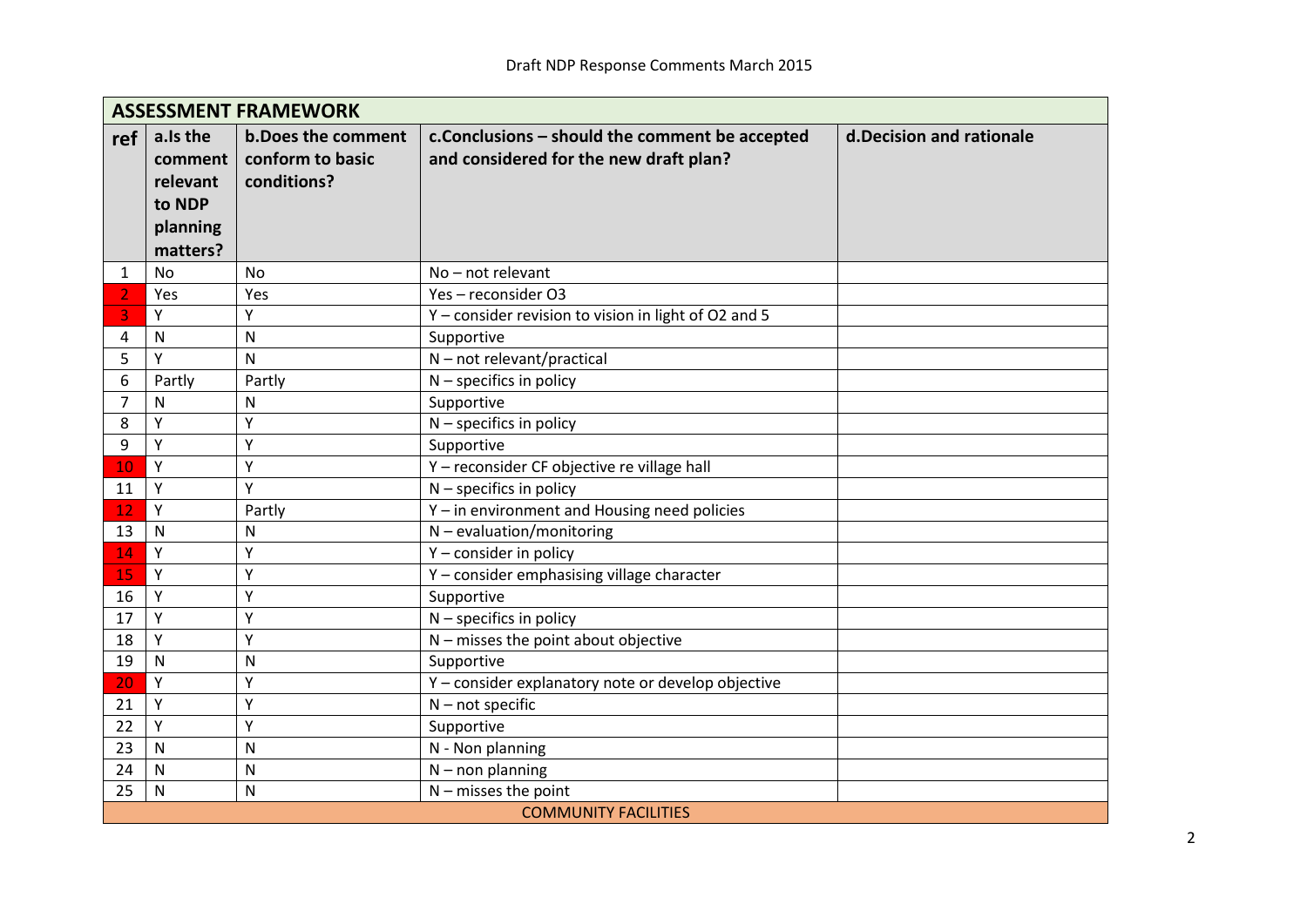Draft NDP Response Comments March 2015

| ASSESSMENT FRAMEWORK | | | | |
|---|---|---|---|---|
| **ref** | **a.Is the comment relevant to NDP planning matters?** | **b.Does the comment conform to basic conditions?** | **c.Conclusions – should the comment be accepted and considered for the new draft plan?** | **d.Decision and rationale** |
| 1 | No | No | No – not relevant | |
| 2 | Yes | Yes | Yes – reconsider O3 | |
| 3 | Y | Y | Y – consider revision to vision in light of O2 and 5 | |
| 4 | N | N | Supportive | |
| 5 | Y | N | N – not relevant/practical | |
| 6 | Partly | Partly | N – specifics in policy | |
| 7 | N | N | Supportive | |
| 8 | Y | Y | N – specifics in policy | |
| 9 | Y | Y | Supportive | |
| 10 | Y | Y | Y – reconsider CF objective re village hall | |
| 11 | Y | Y | N – specifics in policy | |
| 12 | Y | Partly | Y – in environment and Housing need policies | |
| 13 | N | N | N – evaluation/monitoring | |
| 14 | Y | Y | Y – consider in policy | |
| 15 | Y | Y | Y – consider emphasising village character | |
| 16 | Y | Y | Supportive | |
| 17 | Y | Y | N – specifics in policy | |
| 18 | Y | Y | N – misses the point about objective | |
| 19 | N | N | Supportive | |
| 20 | Y | Y | Y – consider explanatory note or develop objective | |
| 21 | Y | Y | N – not specific | |
| 22 | Y | Y | Supportive | |
| 23 | N | N | N - Non planning | |
| 24 | N | N | N – non planning | |
| 25 | N | N | N – misses the point | |
| COMMUNITY FACILITIES | | | | |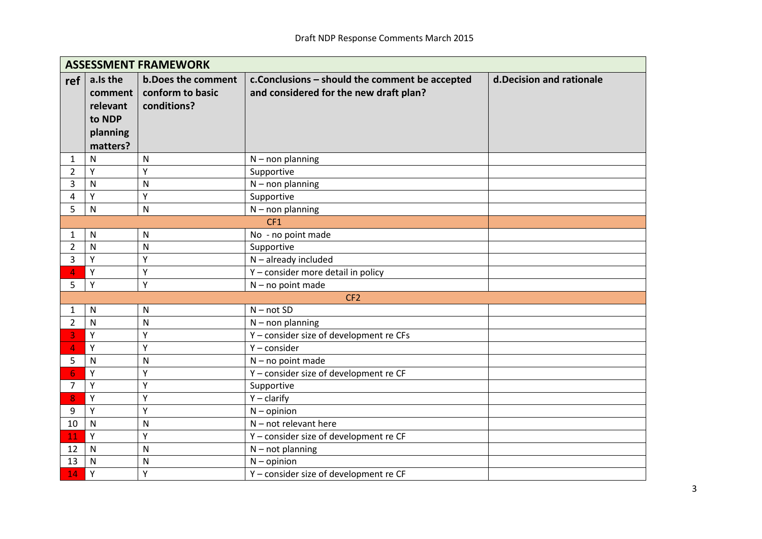Draft NDP Response Comments March 2015

| ASSESSMENT FRAMEWORK | | | | |
|---|---|---|---|---|
| **ref** | **a.Is the comment relevant to NDP planning matters?** | **b.Does the comment conform to basic conditions?** | **c.Conclusions – should the comment be accepted and considered for the new draft plan?** | **d.Decision and rationale** |
| 1 | N | N | N – non planning | |
| 2 | Y | Y | Supportive | |
| 3 | N | N | N – non planning | |
| 4 | Y | Y | Supportive | |
| 5 | N | N | N – non planning | |
| | | | CF1 | |
| 1 | N | N | No - no point made | |
| 2 | N | N | Supportive | |
| 3 | Y | Y | N – already included | |
| 4 | Y | Y | Y – consider more detail in policy | |
| 5 | Y | Y | N – no point made | |
| | | | CF2 | |
| 1 | N | N | N – not SD | |
| 2 | N | N | N – non planning | |
| 3 | Y | Y | Y – consider size of development re CFs | |
| 4 | Y | Y | Y – consider | |
| 5 | N | N | N – no point made | |
| 6 | Y | Y | Y – consider size of development re CF | |
| 7 | Y | Y | Supportive | |
| 8 | Y | Y | Y – clarify | |
| 9 | Y | Y | N – opinion | |
| 10 | N | N | N – not relevant here | |
| 11 | Y | Y | Y – consider size of development re CF | |
| 12 | N | N | N – not planning | |
| 13 | N | N | N – opinion | |
| 14 | Y | Y | Y – consider size of development re CF | |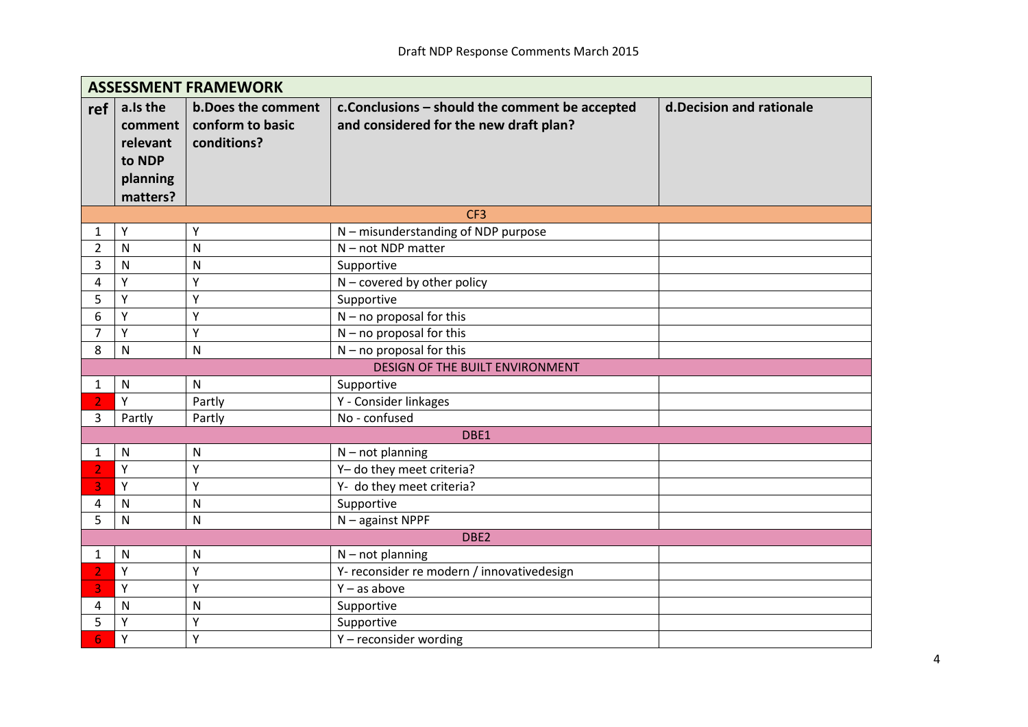Draft NDP Response Comments March 2015

| ASSESSMENT FRAMEWORK | | | | |
|---|---|---|---|---|
| **ref** | **a.Is the comment relevant to NDP planning matters?** | **b.Does the comment conform to basic conditions?** | **c.Conclusions – should the comment be accepted and considered for the new draft plan?** | **d.Decision and rationale** |
| | | | CF3 | |
| 1 | Y | Y | N – misunderstanding of NDP purpose | |
| 2 | N | N | N – not NDP matter | |
| 3 | N | N | Supportive | |
| 4 | Y | Y | N – covered by other policy | |
| 5 | Y | Y | Supportive | |
| 6 | Y | Y | N – no proposal for this | |
| 7 | Y | Y | N – no proposal for this | |
| 8 | N | N | N – no proposal for this | |
| | | | DESIGN OF THE BUILT ENVIRONMENT | |
| 1 | N | N | Supportive | |
| 2 | Y | Partly | Y - Consider linkages | |
| 3 | Partly | Partly | No - confused | |
| | | | DBE1 | |
| 1 | N | N | N – not planning | |
| 2 | Y | Y | Y– do they meet criteria? | |
| 3 | Y | Y | Y- do they meet criteria? | |
| 4 | N | N | Supportive | |
| 5 | N | N | N – against NPPF | |
| | | | DBE2 | |
| 1 | N | N | N – not planning | |
| 2 | Y | Y | Y- reconsider re modern / innovativedesign | |
| 3 | Y | Y | Y – as above | |
| 4 | N | N | Supportive | |
| 5 | Y | Y | Supportive | |
| 6 | Y | Y | Y – reconsider wording | |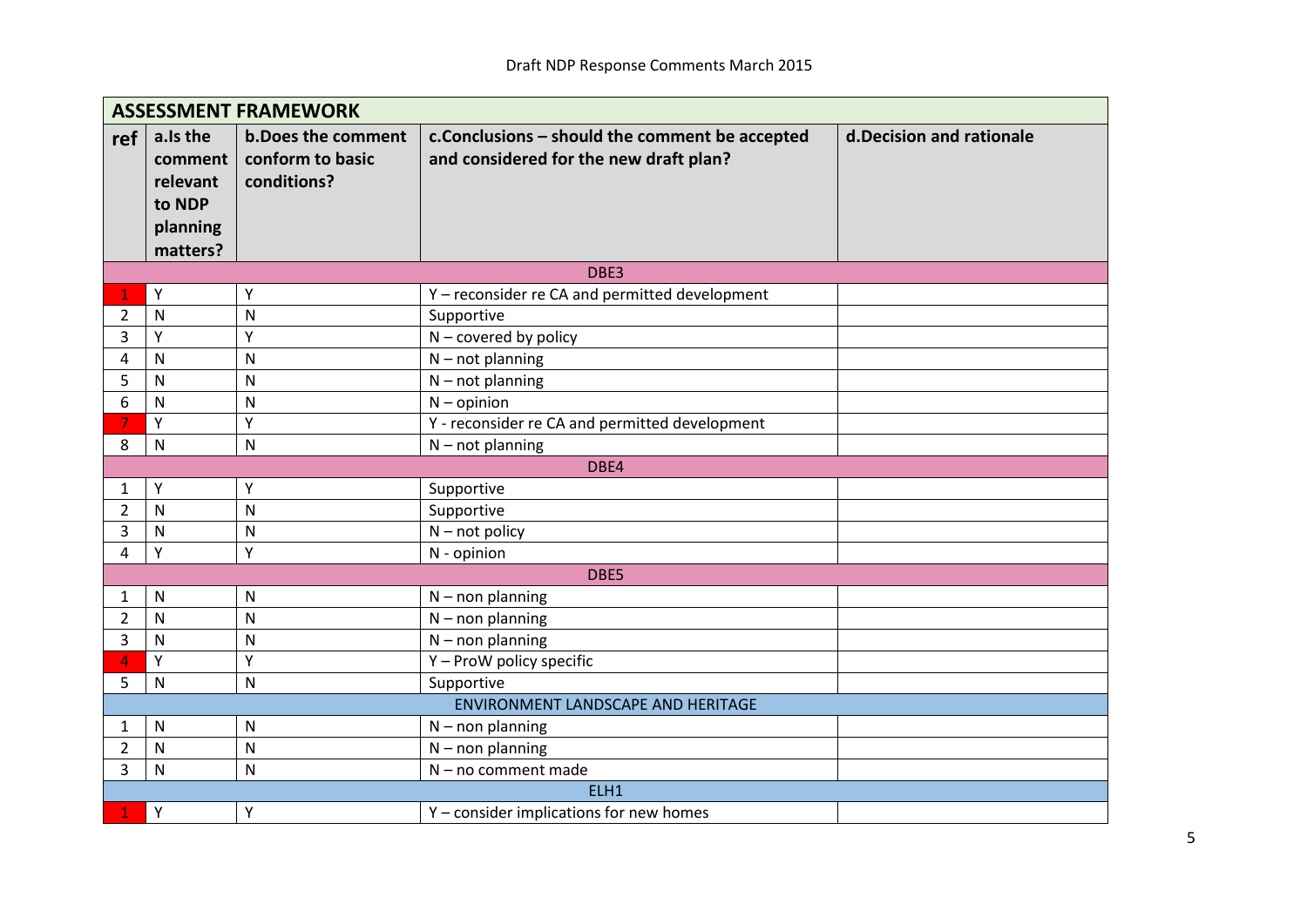Draft NDP Response Comments March 2015

| ASSESSMENT FRAMEWORK | | | | |
|---|---|---|---|---|
| **ref** | **a.Is the comment relevant to NDP planning matters?** | **b.Does the comment conform to basic conditions?** | **c.Conclusions – should the comment be accepted and considered for the new draft plan?** | **d.Decision and rationale** |
| | | | DBE3 | |
| 1 | Y | Y | Y – reconsider re CA and permitted development | |
| 2 | N | N | Supportive | |
| 3 | Y | Y | N – covered by policy | |
| 4 | N | N | N – not planning | |
| 5 | N | N | N – not planning | |
| 6 | N | N | N – opinion | |
| 7 | Y | Y | Y - reconsider re CA and permitted development | |
| 8 | N | N | N – not planning | |
| | | | DBE4 | |
| 1 | Y | Y | Supportive | |
| 2 | N | N | Supportive | |
| 3 | N | N | N – not policy | |
| 4 | Y | Y | N - opinion | |
| | | | DBE5 | |
| 1 | N | N | N – non planning | |
| 2 | N | N | N – non planning | |
| 3 | N | N | N – non planning | |
| 4 | Y | Y | Y – ProW policy specific | |
| 5 | N | N | Supportive | |
| | | | ENVIRONMENT LANDSCAPE AND HERITAGE | |
| 1 | N | N | N – non planning | |
| 2 | N | N | N – non planning | |
| 3 | N | N | N – no comment made | |
| | | | ELH1 | |
| 1 | Y | Y | Y – consider implications for new homes | |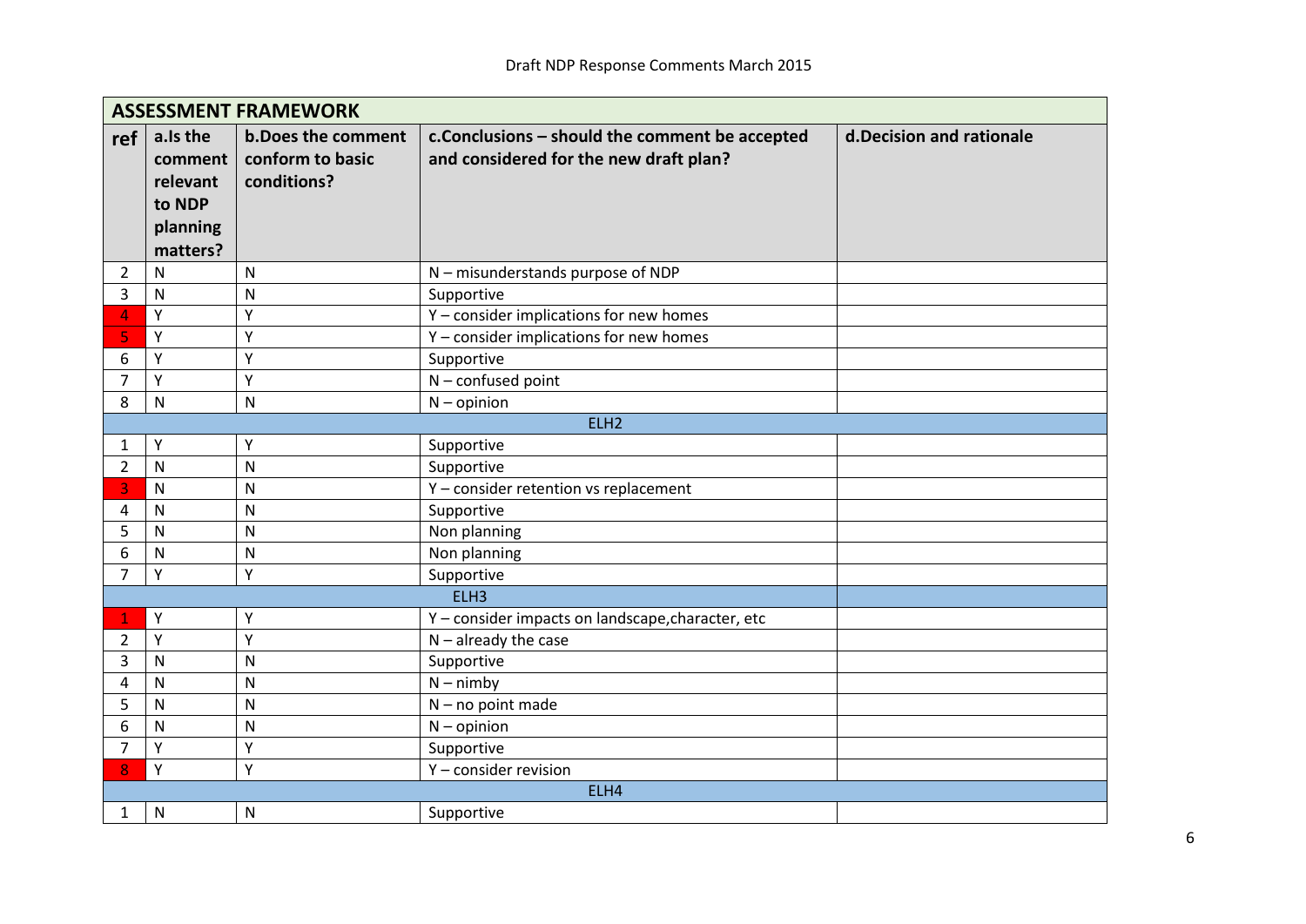| ASSESSMENT FRAMEWORK | | | | |
|---|---|---|---|---|
| **ref** | **a.Is the comment relevant to NDP planning matters?** | **b.Does the comment conform to basic conditions?** | **c.Conclusions – should the comment be accepted and considered for the new draft plan?** | **d.Decision and rationale** |
| 2 | N | N | N – misunderstands purpose of NDP | |
| 3 | N | N | Supportive | |
| 4 | Y | Y | Y – consider implications for new homes | |
| 5 | Y | Y | Y – consider implications for new homes | |
| 6 | Y | Y | Supportive | |
| 7 | Y | Y | N – confused point | |
| 8 | N | N | N – opinion | |
| | | | ELH2 | |
| 1 | Y | Y | Supportive | |
| 2 | N | N | Supportive | |
| 3 | N | N | Y – consider retention vs replacement | |
| 4 | N | N | Supportive | |
| 5 | N | N | Non planning | |
| 6 | N | N | Non planning | |
| 7 | Y | Y | Supportive | |
| | | | ELH3 | |
| 1 | Y | Y | Y – consider impacts on landscape,character, etc | |
| 2 | Y | Y | N – already the case | |
| 3 | N | N | Supportive | |
| 4 | N | N | N – nimby | |
| 5 | N | N | N – no point made | |
| 6 | N | N | N – opinion | |
| 7 | Y | Y | Supportive | |
| 8 | Y | Y | Y – consider revision | |
| | | | ELH4 | |
| 1 | N | N | Supportive | |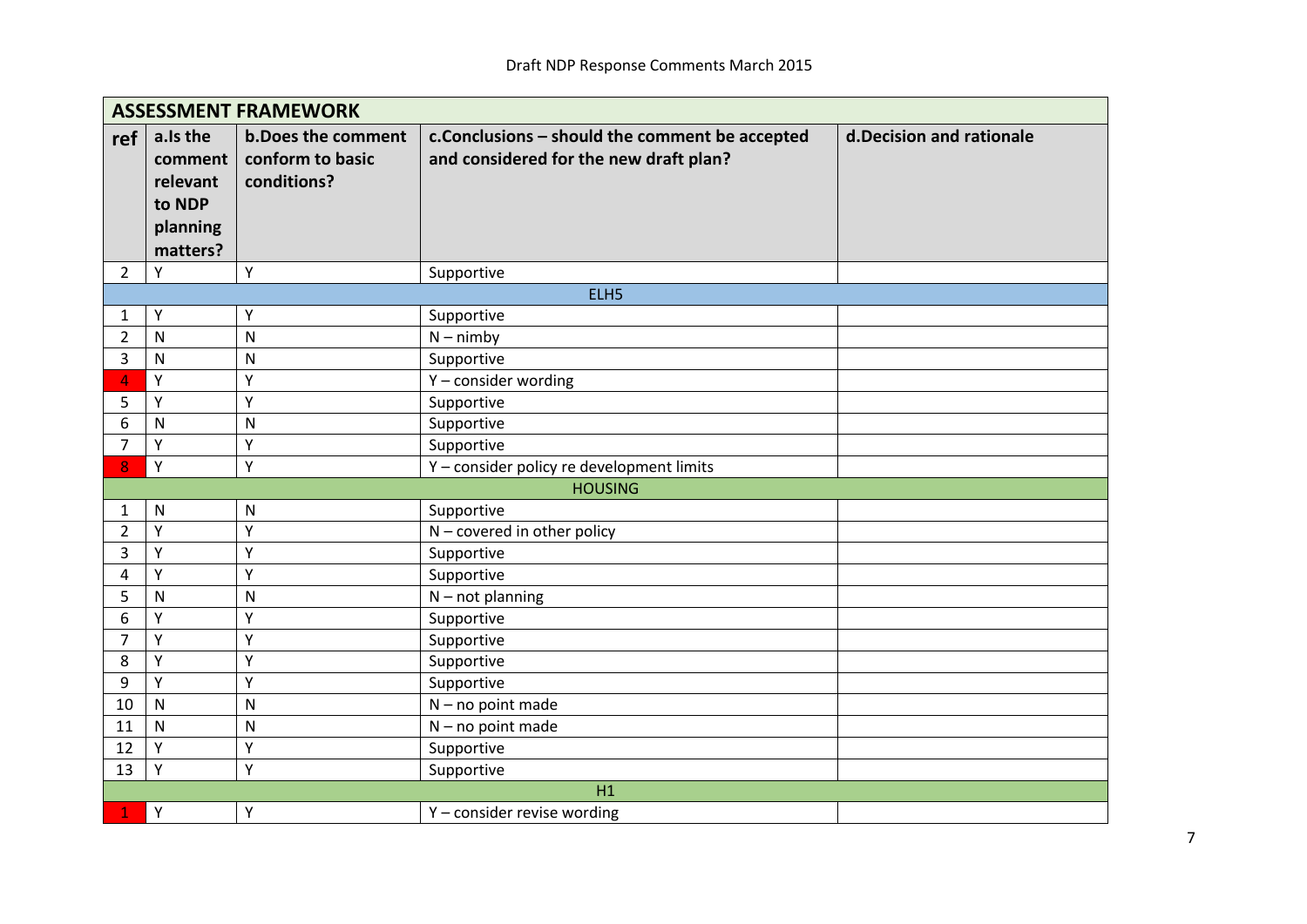Draft NDP Response Comments March 2015

| ASSESSMENT FRAMEWORK | | | | |
|---|---|---|---|---|
| **ref** | **a.Is the comment relevant to NDP planning matters?** | **b.Does the comment conform to basic conditions?** | **c.Conclusions – should the comment be accepted and considered for the new draft plan?** | **d.Decision and rationale** |
| 2 | Y | Y | Supportive | |
| | | | ELH5 | |
| 1 | Y | Y | Supportive | |
| 2 | N | N | N – nimby | |
| 3 | N | N | Supportive | |
| 4 | Y | Y | Y – consider wording | |
| 5 | Y | Y | Supportive | |
| 6 | N | N | Supportive | |
| 7 | Y | Y | Supportive | |
| 8 | Y | Y | Y – consider policy re development limits | |
| | | | HOUSING | |
| 1 | N | N | Supportive | |
| 2 | Y | Y | N – covered in other policy | |
| 3 | Y | Y | Supportive | |
| 4 | Y | Y | Supportive | |
| 5 | N | N | N – not planning | |
| 6 | Y | Y | Supportive | |
| 7 | Y | Y | Supportive | |
| 8 | Y | Y | Supportive | |
| 9 | Y | Y | Supportive | |
| 10 | N | N | N – no point made | |
| 11 | N | N | N – no point made | |
| 12 | Y | Y | Supportive | |
| 13 | Y | Y | Supportive | |
| | | | H1 | |
| 1 | Y | Y | Y – consider revise wording | |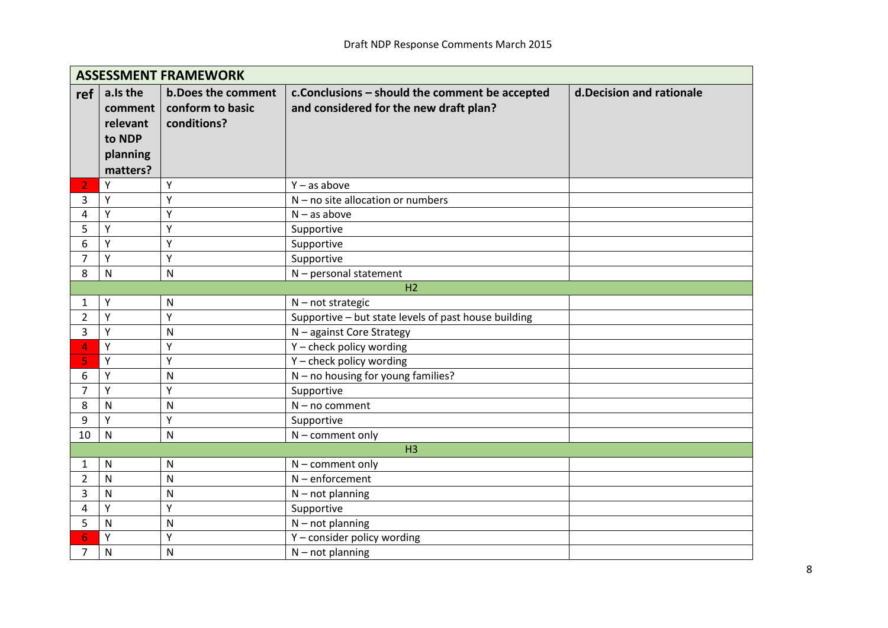Draft NDP Response Comments March 2015

| ASSESSMENT FRAMEWORK | | | | |
|---|---|---|---|---|
| **ref** | **a.Is the comment relevant to NDP planning matters?** | **b.Does the comment conform to basic conditions?** | **c.Conclusions – should the comment be accepted and considered for the new draft plan?** | **d.Decision and rationale** |
| 2 | Y | Y | Y – as above | |
| 3 | Y | Y | N – no site allocation or numbers | |
| 4 | Y | Y | N – as above | |
| 5 | Y | Y | Supportive | |
| 6 | Y | Y | Supportive | |
| 7 | Y | Y | Supportive | |
| 8 | N | N | N – personal statement | |
| | | | H2 | |
| 1 | Y | N | N – not strategic | |
| 2 | Y | Y | Supportive – but state levels of past house building | |
| 3 | Y | N | N – against Core Strategy | |
| 4 | Y | Y | Y – check policy wording | |
| 5 | Y | Y | Y – check policy wording | |
| 6 | Y | N | N – no housing for young families? | |
| 7 | Y | Y | Supportive | |
| 8 | N | N | N – no comment | |
| 9 | Y | Y | Supportive | |
| 10 | N | N | N – comment only | |
| | | | H3 | |
| 1 | N | N | N – comment only | |
| 2 | N | N | N – enforcement | |
| 3 | N | N | N – not planning | |
| 4 | Y | Y | Supportive | |
| 5 | N | N | N – not planning | |
| 6 | Y | Y | Y – consider policy wording | |
| 7 | N | N | N – not planning | |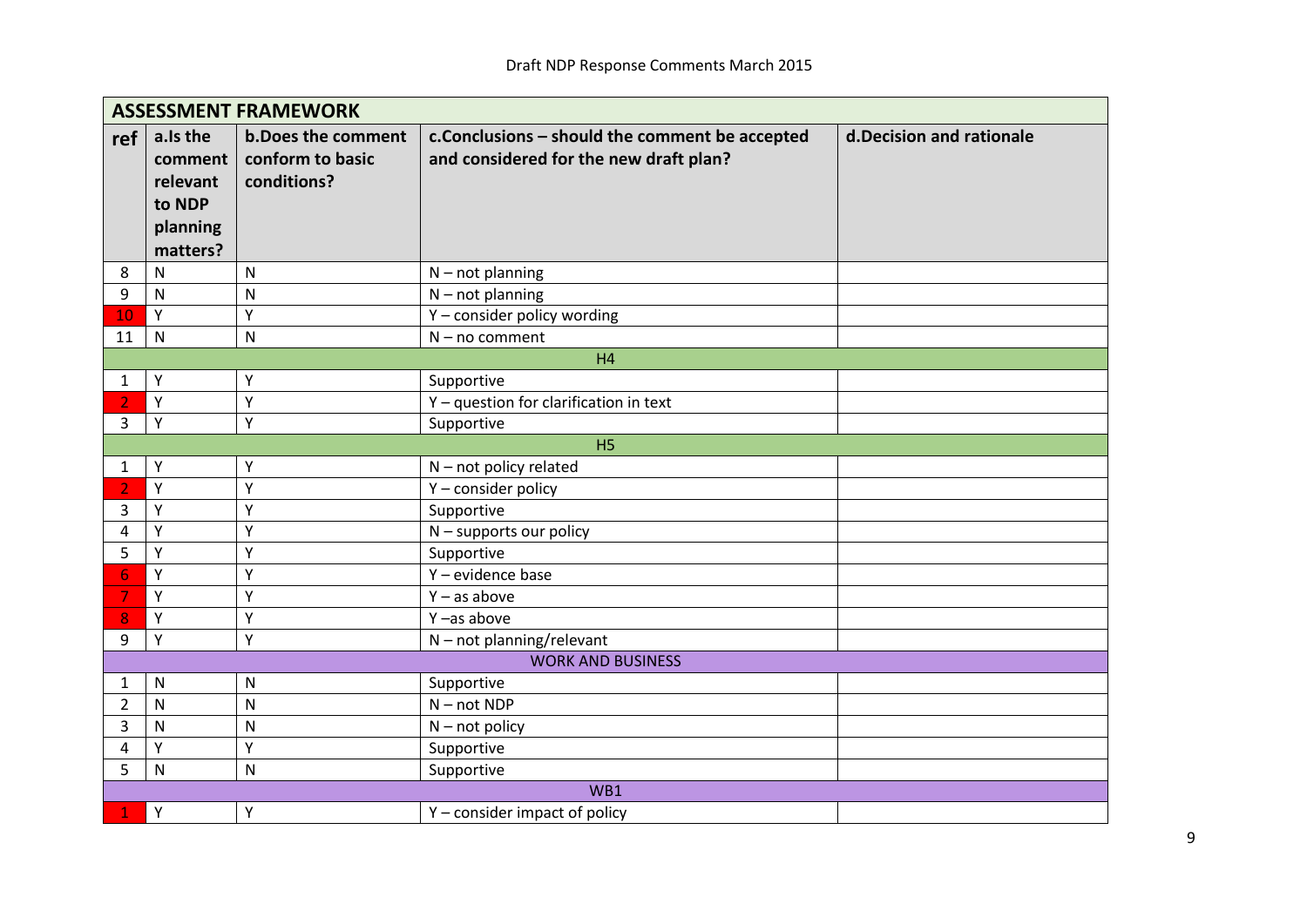## ASSESSMENT FRAMEWORK

| ref | a.Is the comment relevant to NDP planning matters? | b.Does the comment conform to basic conditions? | c.Conclusions – should the comment be accepted and considered for the new draft plan? | d.Decision and rationale |
|---|---|---|---|---|
| 8 | N | N | N – not planning | |
| 9 | N | N | N – not planning | |
| 10 | Y | Y | Y – consider policy wording | |
| 11 | N | N | N – no comment | |
| | | | H4 | |
| 1 | Y | Y | Supportive | |
| 2 | Y | Y | Y – question for clarification in text | |
| 3 | Y | Y | Supportive | |
| | | | H5 | |
| 1 | Y | Y | N – not policy related | |
| 2 | Y | Y | Y – consider policy | |
| 3 | Y | Y | Supportive | |
| 4 | Y | Y | N – supports our policy | |
| 5 | Y | Y | Supportive | |
| 6 | Y | Y | Y – evidence base | |
| 7 | Y | Y | Y – as above | |
| 8 | Y | Y | Y –as above | |
| 9 | Y | Y | N – not planning/relevant | |
| | | | WORK AND BUSINESS | |
| 1 | N | N | Supportive | |
| 2 | N | N | N – not NDP | |
| 3 | N | N | N – not policy | |
| 4 | Y | Y | Supportive | |
| 5 | N | N | Supportive | |
| | | | WB1 | |
| 1 | Y | Y | Y – consider impact of policy | |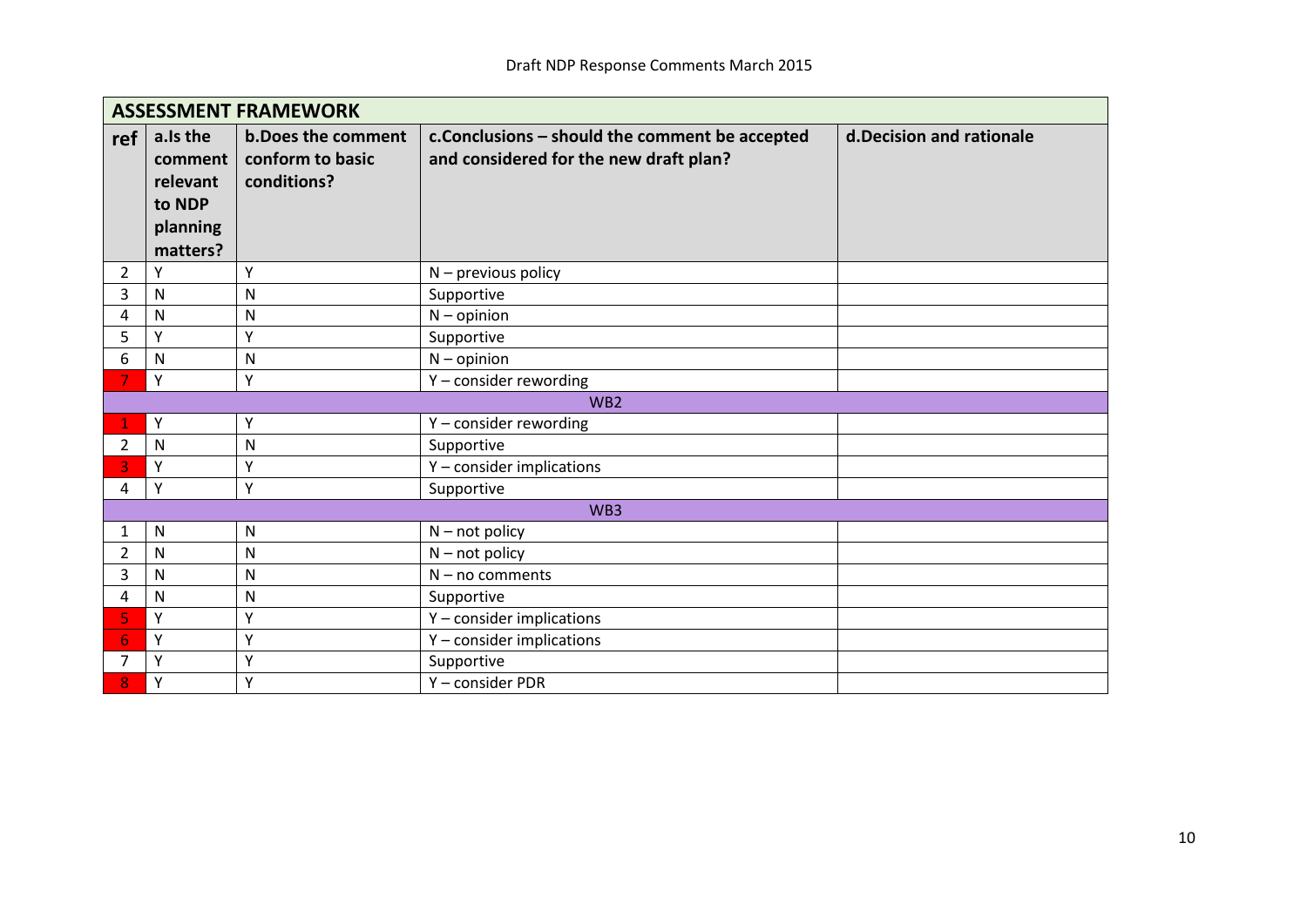| ASSESSMENT FRAMEWORK | | | | |
|---|---|---|---|---|
| ref | a.Is the comment relevant to NDP planning matters? | b.Does the comment conform to basic conditions? | c.Conclusions – should the comment be accepted and considered for the new draft plan? | d.Decision and rationale |
| 2 | Y | Y | N – previous policy | |
| 3 | N | N | Supportive | |
| 4 | N | N | N – opinion | |
| 5 | Y | Y | Supportive | |
| 6 | N | N | N – opinion | |
| 7 | Y | Y | Y – consider rewording | |
| WB2 | | | | |
| 1 | Y | Y | Y – consider rewording | |
| 2 | N | N | Supportive | |
| 3 | Y | Y | Y – consider implications | |
| 4 | Y | Y | Supportive | |
| WB3 | | | | |
| 1 | N | N | N – not policy | |
| 2 | N | N | N – not policy | |
| 3 | N | N | N – no comments | |
| 4 | N | N | Supportive | |
| 5 | Y | Y | Y – consider implications | |
| 6 | Y | Y | Y – consider implications | |
| 7 | Y | Y | Supportive | |
| 8 | Y | Y | Y – consider PDR | |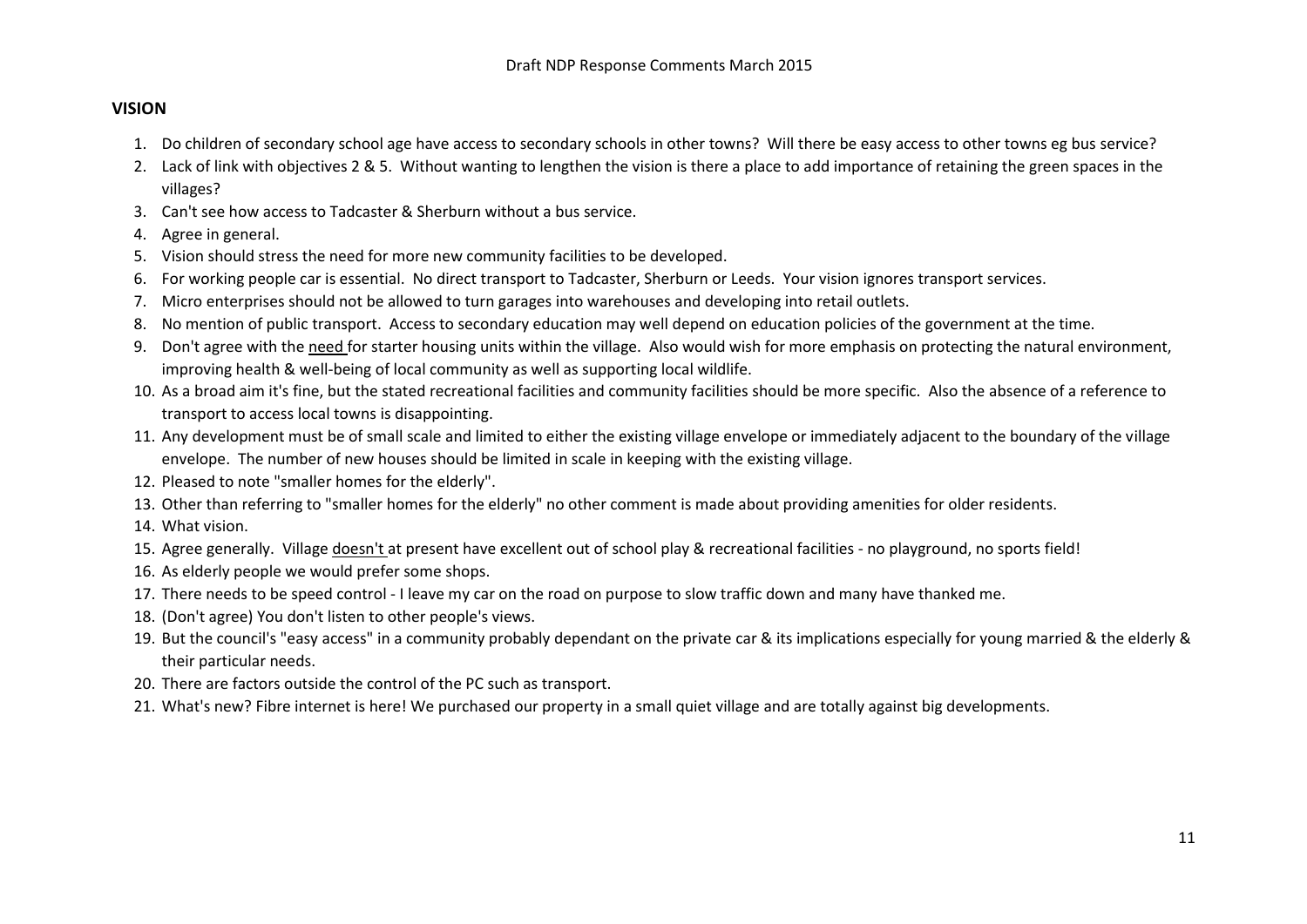## VISION

1. Do children of secondary school age have access to secondary schools in other towns? Will there be easy access to other towns eg bus service?
2. Lack of link with objectives 2 & 5. Without wanting to lengthen the vision is there a place to add importance of retaining the green spaces in the villages?
3. Can't see how access to Tadcaster & Sherburn without a bus service.
4. Agree in general.
5. Vision should stress the need for more new community facilities to be developed.
6. For working people car is essential. No direct transport to Tadcaster, Sherburn or Leeds. Your vision ignores transport services.
7. Micro enterprises should not be allowed to turn garages into warehouses and developing into retail outlets.
8. No mention of public transport. Access to secondary education may well depend on education policies of the government at the time.
9. Don't agree with the <u>need</u> for starter housing units within the village. Also would wish for more emphasis on protecting the natural environment, improving health & well-being of local community as well as supporting local wildlife.
10. As a broad aim it's fine, but the stated recreational facilities and community facilities should be more specific. Also the absence of a reference to transport to access local towns is disappointing.
11. Any development must be of small scale and limited to either the existing village envelope or immediately adjacent to the boundary of the village envelope. The number of new houses should be limited in scale in keeping with the existing village.
12. Pleased to note "smaller homes for the elderly".
13. Other than referring to "smaller homes for the elderly" no other comment is made about providing amenities for older residents.
14. What vision.
15. Agree generally. Village <u>doesn't</u> at present have excellent out of school play & recreational facilities - no playground, no sports field!
16. As elderly people we would prefer some shops.
17. There needs to be speed control - I leave my car on the road on purpose to slow traffic down and many have thanked me.
18. (Don't agree) You don't listen to other people's views.
19. But the council's "easy access" in a community probably dependant on the private car & its implications especially for young married & the elderly & their particular needs.
20. There are factors outside the control of the PC such as transport.
21. What's new? Fibre internet is here! We purchased our property in a small quiet village and are totally against big developments.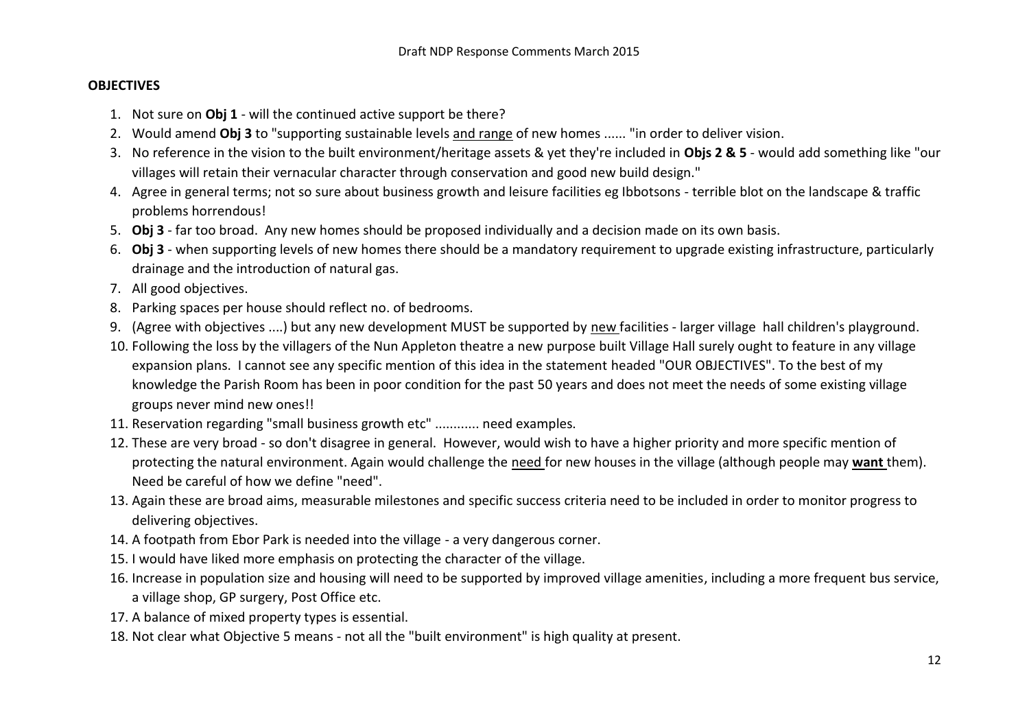## OBJECTIVES

1. Not sure on **Obj 1** - will the continued active support be there?
2. Would amend **Obj 3** to "supporting sustainable levels <u>and range</u> of new homes ...... "in order to deliver vision.
3. No reference in the vision to the built environment/heritage assets & yet they're included in **Objs 2 & 5** - would add something like "our villages will retain their vernacular character through conservation and good new build design."
4. Agree in general terms; not so sure about business growth and leisure facilities eg Ibbotsons - terrible blot on the landscape & traffic problems horrendous!
5. **Obj 3** - far too broad. Any new homes should be proposed individually and a decision made on its own basis.
6. **Obj 3** - when supporting levels of new homes there should be a mandatory requirement to upgrade existing infrastructure, particularly drainage and the introduction of natural gas.
7. All good objectives.
8. Parking spaces per house should reflect no. of bedrooms.
9. (Agree with objectives ....) but any new development MUST be supported by <u>new</u> facilities - larger village hall children's playground.
10. Following the loss by the villagers of the Nun Appleton theatre a new purpose built Village Hall surely ought to feature in any village expansion plans. I cannot see any specific mention of this idea in the statement headed "OUR OBJECTIVES". To the best of my knowledge the Parish Room has been in poor condition for the past 50 years and does not meet the needs of some existing village groups never mind new ones!!
11. Reservation regarding "small business growth etc" ............ need examples.
12. These are very broad - so don't disagree in general. However, would wish to have a higher priority and more specific mention of protecting the natural environment. Again would challenge the <u>need</u> for new houses in the village (although people may <u>**want**</u> them). Need be careful of how we define "need".
13. Again these are broad aims, measurable milestones and specific success criteria need to be included in order to monitor progress to delivering objectives.
14. A footpath from Ebor Park is needed into the village - a very dangerous corner.
15. I would have liked more emphasis on protecting the character of the village.
16. Increase in population size and housing will need to be supported by improved village amenities, including a more frequent bus service, a village shop, GP surgery, Post Office etc.
17. A balance of mixed property types is essential.
18. Not clear what Objective 5 means - not all the "built environment" is high quality at present.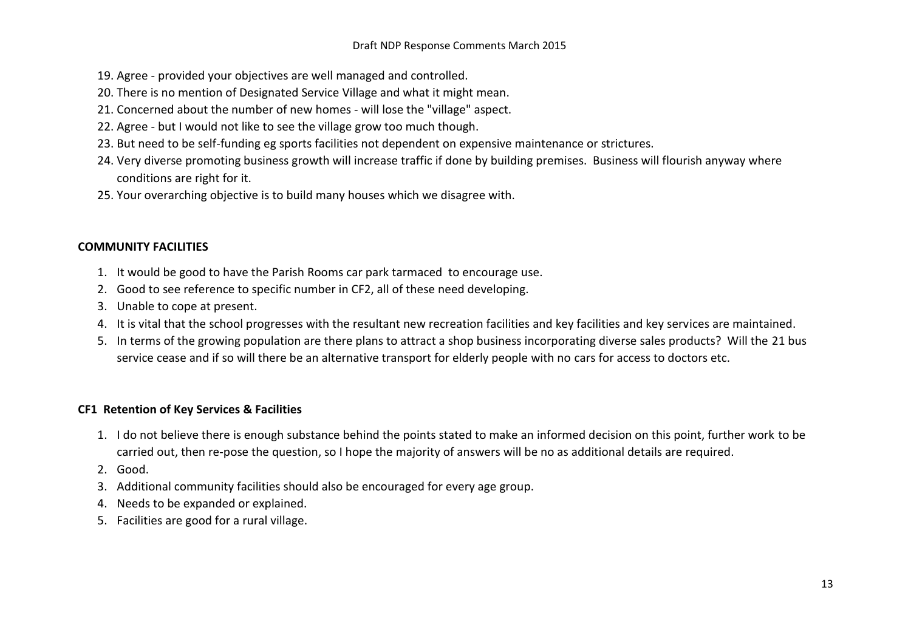19. Agree - provided your objectives are well managed and controlled.
20. There is no mention of Designated Service Village and what it might mean.
21. Concerned about the number of new homes - will lose the "village" aspect.
22. Agree - but I would not like to see the village grow too much though.
23. But need to be self-funding eg sports facilities not dependent on expensive maintenance or strictures.
24. Very diverse promoting business growth will increase traffic if done by building premises. Business will flourish anyway where conditions are right for it.
25. Your overarching objective is to build many houses which we disagree with.

## COMMUNITY FACILITIES

1. It would be good to have the Parish Rooms car park tarmaced to encourage use.
2. Good to see reference to specific number in CF2, all of these need developing.
3. Unable to cope at present.
4. It is vital that the school progresses with the resultant new recreation facilities and key facilities and key services are maintained.
5. In terms of the growing population are there plans to attract a shop business incorporating diverse sales products? Will the 21 bus service cease and if so will there be an alternative transport for elderly people with no cars for access to doctors etc.

## CF1 Retention of Key Services & Facilities

1. I do not believe there is enough substance behind the points stated to make an informed decision on this point, further work to be carried out, then re-pose the question, so I hope the majority of answers will be no as additional details are required.
2. Good.
3. Additional community facilities should also be encouraged for every age group.
4. Needs to be expanded or explained.
5. Facilities are good for a rural village.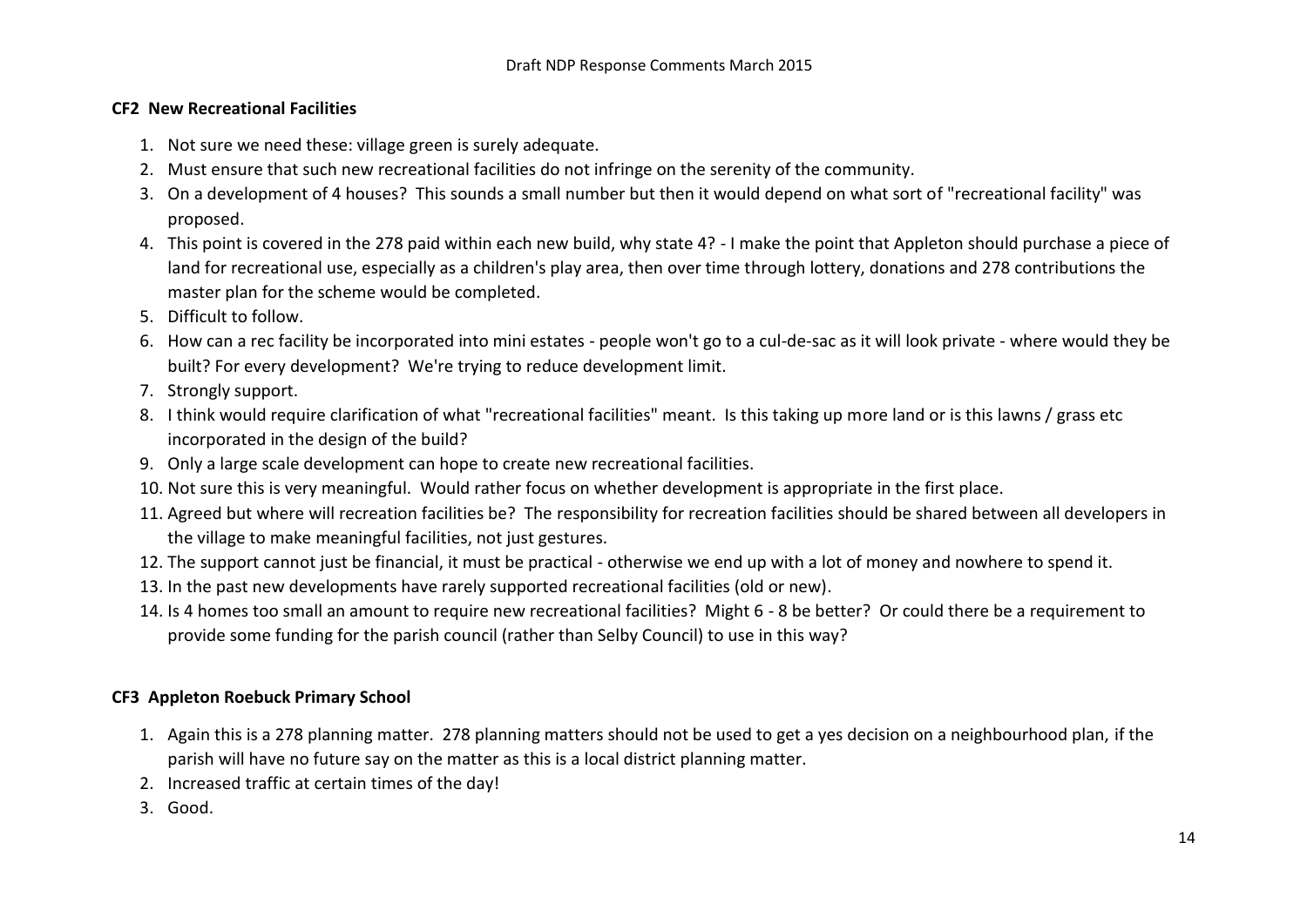### CF2 New Recreational Facilities

1. Not sure we need these: village green is surely adequate.
2. Must ensure that such new recreational facilities do not infringe on the serenity of the community.
3. On a development of 4 houses? This sounds a small number but then it would depend on what sort of "recreational facility" was proposed.
4. This point is covered in the 278 paid within each new build, why state 4? - I make the point that Appleton should purchase a piece of land for recreational use, especially as a children's play area, then over time through lottery, donations and 278 contributions the master plan for the scheme would be completed.
5. Difficult to follow.
6. How can a rec facility be incorporated into mini estates - people won't go to a cul-de-sac as it will look private - where would they be built? For every development? We're trying to reduce development limit.
7. Strongly support.
8. I think would require clarification of what "recreational facilities" meant. Is this taking up more land or is this lawns / grass etc incorporated in the design of the build?
9. Only a large scale development can hope to create new recreational facilities.
10. Not sure this is very meaningful. Would rather focus on whether development is appropriate in the first place.
11. Agreed but where will recreation facilities be? The responsibility for recreation facilities should be shared between all developers in the village to make meaningful facilities, not just gestures.
12. The support cannot just be financial, it must be practical - otherwise we end up with a lot of money and nowhere to spend it.
13. In the past new developments have rarely supported recreational facilities (old or new).
14. Is 4 homes too small an amount to require new recreational facilities? Might 6 - 8 be better? Or could there be a requirement to provide some funding for the parish council (rather than Selby Council) to use in this way?

### CF3 Appleton Roebuck Primary School

1. Again this is a 278 planning matter. 278 planning matters should not be used to get a yes decision on a neighbourhood plan, if the parish will have no future say on the matter as this is a local district planning matter.
2. Increased traffic at certain times of the day!
3. Good.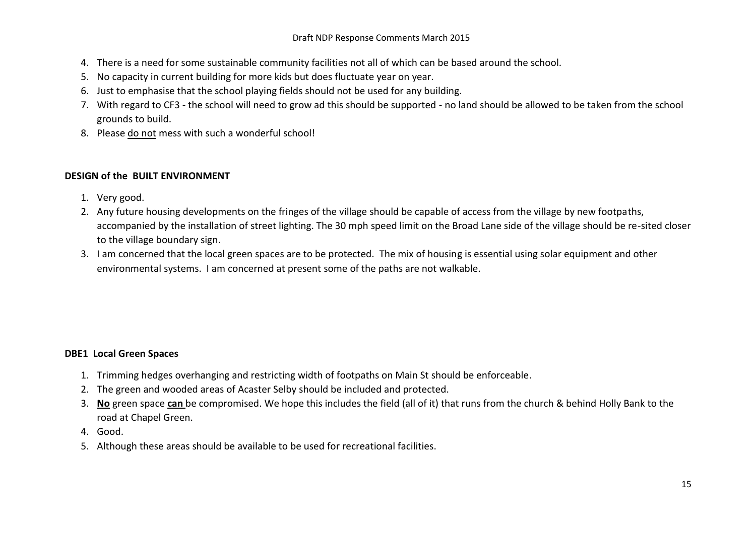4. There is a need for some sustainable community facilities not all of which can be based around the school.
5. No capacity in current building for more kids but does fluctuate year on year.
6. Just to emphasise that the school playing fields should not be used for any building.
7. With regard to CF3 - the school will need to grow ad this should be supported - no land should be allowed to be taken from the school grounds to build.
8. Please <u>do not</u> mess with such a wonderful school!

**DESIGN of the BUILT ENVIRONMENT**

1. Very good.
2. Any future housing developments on the fringes of the village should be capable of access from the village by new footpaths, accompanied by the installation of street lighting. The 30 mph speed limit on the Broad Lane side of the village should be re-sited closer to the village boundary sign.
3. I am concerned that the local green spaces are to be protected. The mix of housing is essential using solar equipment and other environmental systems. I am concerned at present some of the paths are not walkable.

**DBE1 Local Green Spaces**

1. Trimming hedges overhanging and restricting width of footpaths on Main St should be enforceable.
2. The green and wooded areas of Acaster Selby should be included and protected.
3. **<u>No</u>** green space **<u>can</u>** be compromised. We hope this includes the field (all of it) that runs from the church & behind Holly Bank to the road at Chapel Green.
4. Good.
5. Although these areas should be available to be used for recreational facilities.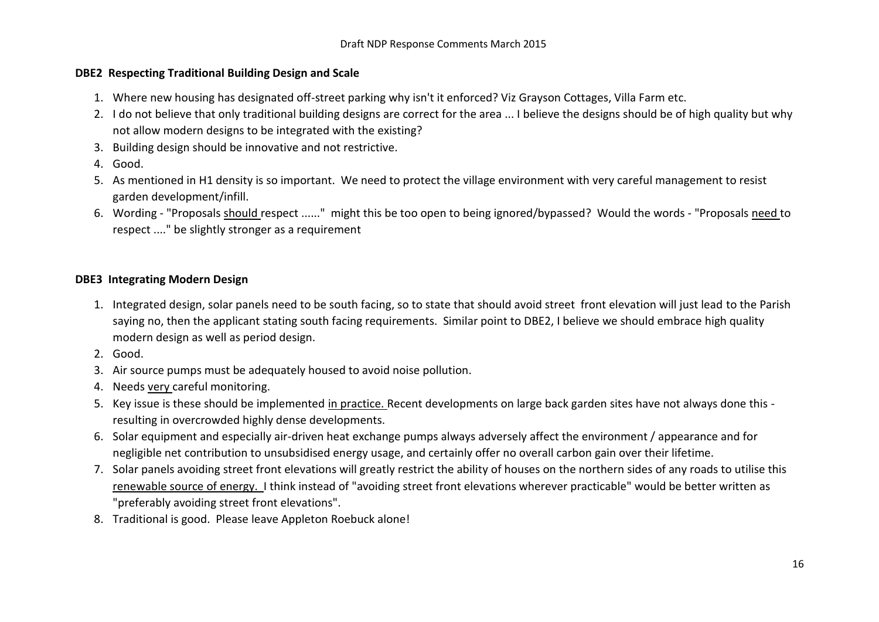## DBE2 Respecting Traditional Building Design and Scale

1. Where new housing has designated off-street parking why isn't it enforced? Viz Grayson Cottages, Villa Farm etc.
2. I do not believe that only traditional building designs are correct for the area ... I believe the designs should be of high quality but why not allow modern designs to be integrated with the existing?
3. Building design should be innovative and not restrictive.
4. Good.
5. As mentioned in H1 density is so important. We need to protect the village environment with very careful management to resist garden development/infill.
6. Wording - "Proposals <u>should</u> respect ......" might this be too open to being ignored/bypassed? Would the words - "Proposals <u>need</u> to respect ...." be slightly stronger as a requirement

## DBE3 Integrating Modern Design

1. Integrated design, solar panels need to be south facing, so to state that should avoid street front elevation will just lead to the Parish saying no, then the applicant stating south facing requirements. Similar point to DBE2, I believe we should embrace high quality modern design as well as period design.
2. Good.
3. Air source pumps must be adequately housed to avoid noise pollution.
4. Needs <u>very</u> careful monitoring.
5. Key issue is these should be implemented <u>in practice.</u> Recent developments on large back garden sites have not always done this - resulting in overcrowded highly dense developments.
6. Solar equipment and especially air-driven heat exchange pumps always adversely affect the environment / appearance and for negligible net contribution to unsubsidised energy usage, and certainly offer no overall carbon gain over their lifetime.
7. Solar panels avoiding street front elevations will greatly restrict the ability of houses on the northern sides of any roads to utilise this <u>renewable source of energy.</u> I think instead of "avoiding street front elevations wherever practicable" would be better written as "preferably avoiding street front elevations".
8. Traditional is good. Please leave Appleton Roebuck alone!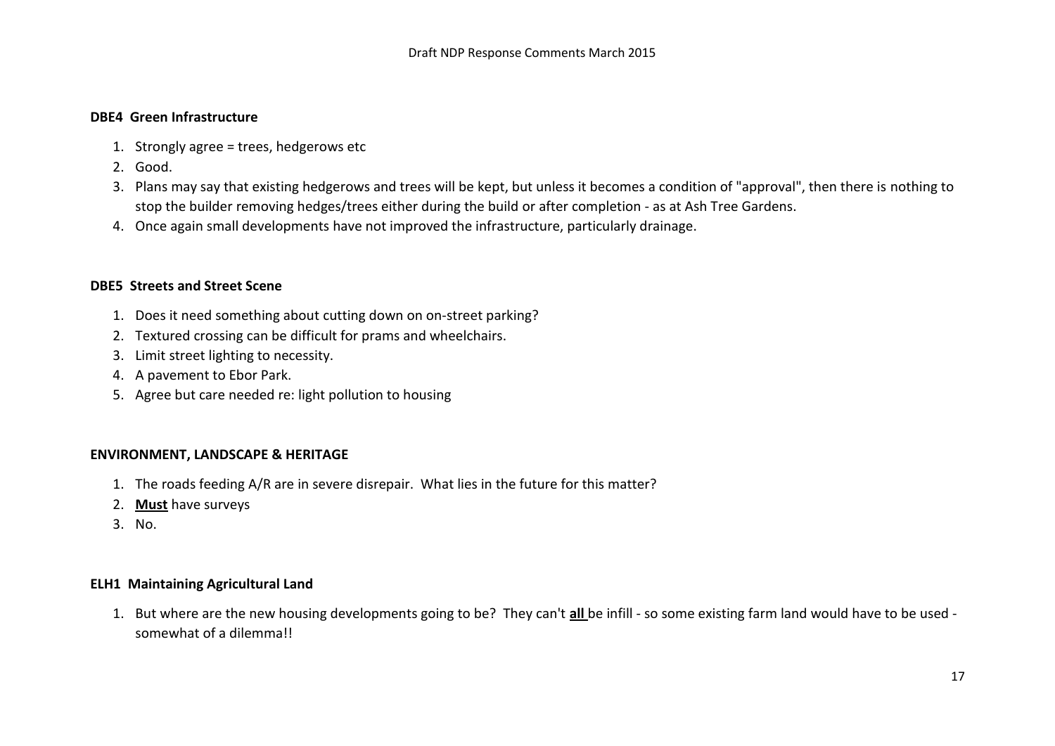**DBE4 Green Infrastructure**

1. Strongly agree = trees, hedgerows etc
2. Good.
3. Plans may say that existing hedgerows and trees will be kept, but unless it becomes a condition of "approval", then there is nothing to stop the builder removing hedges/trees either during the build or after completion - as at Ash Tree Gardens.
4. Once again small developments have not improved the infrastructure, particularly drainage.

**DBE5 Streets and Street Scene**

1. Does it need something about cutting down on on-street parking?
2. Textured crossing can be difficult for prams and wheelchairs.
3. Limit street lighting to necessity.
4. A pavement to Ebor Park.
5. Agree but care needed re: light pollution to housing

**ENVIRONMENT, LANDSCAPE & HERITAGE**

1. The roads feeding A/R are in severe disrepair. What lies in the future for this matter?
2. <u>**Must**</u> have surveys
3. No.

**ELH1 Maintaining Agricultural Land**

1. But where are the new housing developments going to be? They can't <u>**all**</u> be infill - so some existing farm land would have to be used - somewhat of a dilemma!!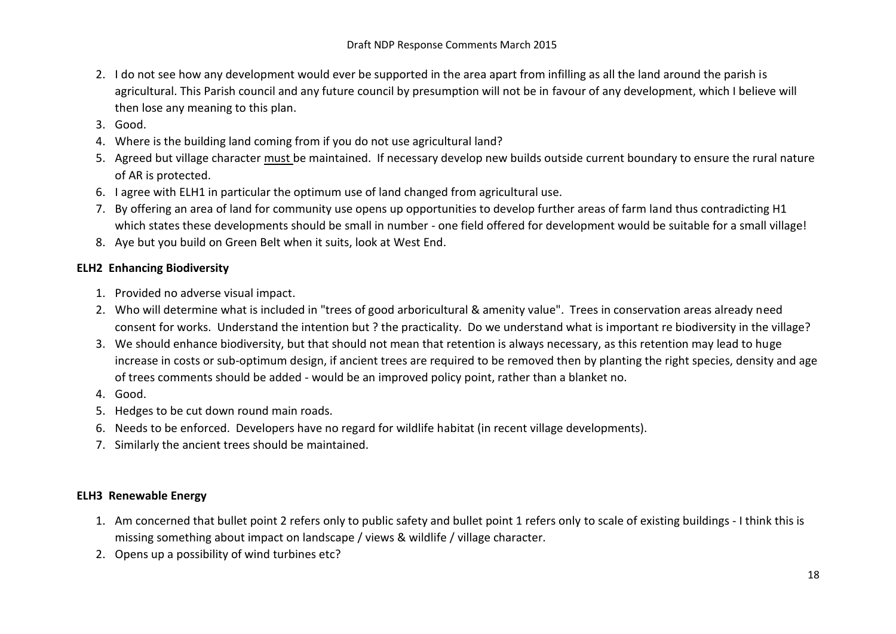2. I do not see how any development would ever be supported in the area apart from infilling as all the land around the parish is agricultural. This Parish council and any future council by presumption will not be in favour of any development, which I believe will then lose any meaning to this plan.
3. Good.
4. Where is the building land coming from if you do not use agricultural land?
5. Agreed but village character must be maintained. If necessary develop new builds outside current boundary to ensure the rural nature of AR is protected.
6. I agree with ELH1 in particular the optimum use of land changed from agricultural use.
7. By offering an area of land for community use opens up opportunities to develop further areas of farm land thus contradicting H1 which states these developments should be small in number - one field offered for development would be suitable for a small village!
8. Aye but you build on Green Belt when it suits, look at West End.

**ELH2 Enhancing Biodiversity**

1. Provided no adverse visual impact.
2. Who will determine what is included in "trees of good arboricultural & amenity value". Trees in conservation areas already need consent for works. Understand the intention but ? the practicality. Do we understand what is important re biodiversity in the village?
3. We should enhance biodiversity, but that should not mean that retention is always necessary, as this retention may lead to huge increase in costs or sub-optimum design, if ancient trees are required to be removed then by planting the right species, density and age of trees comments should be added - would be an improved policy point, rather than a blanket no.
4. Good.
5. Hedges to be cut down round main roads.
6. Needs to be enforced. Developers have no regard for wildlife habitat (in recent village developments).
7. Similarly the ancient trees should be maintained.

**ELH3 Renewable Energy**

1. Am concerned that bullet point 2 refers only to public safety and bullet point 1 refers only to scale of existing buildings - I think this is missing something about impact on landscape / views & wildlife / village character.
2. Opens up a possibility of wind turbines etc?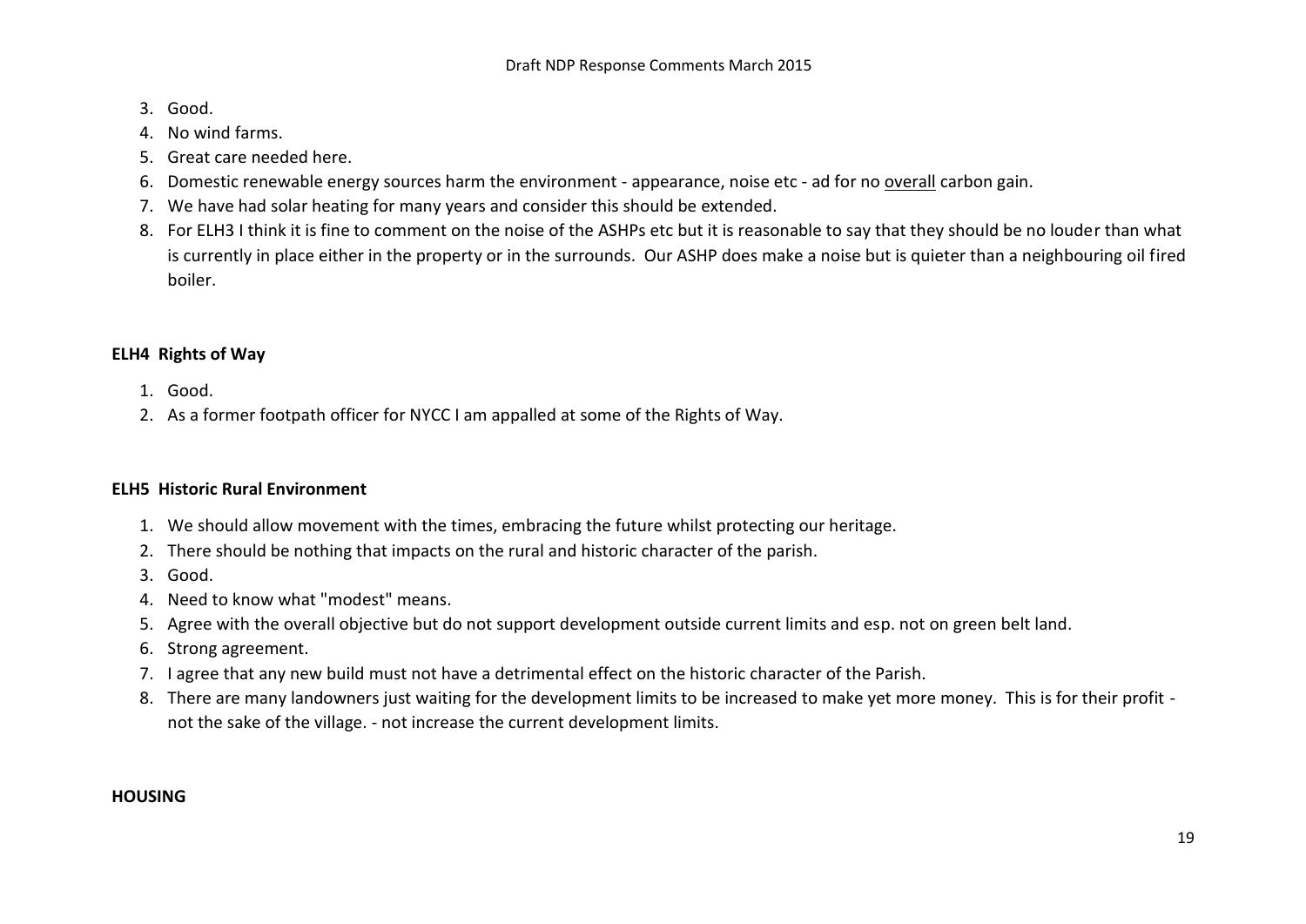3. Good.
4. No wind farms.
5. Great care needed here.
6. Domestic renewable energy sources harm the environment - appearance, noise etc - ad for no overall carbon gain.
7. We have had solar heating for many years and consider this should be extended.
8. For ELH3 I think it is fine to comment on the noise of the ASHPs etc but it is reasonable to say that they should be no louder than what is currently in place either in the property or in the surrounds. Our ASHP does make a noise but is quieter than a neighbouring oil fired boiler.

**ELH4 Rights of Way**

1. Good.
2. As a former footpath officer for NYCC I am appalled at some of the Rights of Way.

**ELH5 Historic Rural Environment**

1. We should allow movement with the times, embracing the future whilst protecting our heritage.
2. There should be nothing that impacts on the rural and historic character of the parish.
3. Good.
4. Need to know what "modest" means.
5. Agree with the overall objective but do not support development outside current limits and esp. not on green belt land.
6. Strong agreement.
7. I agree that any new build must not have a detrimental effect on the historic character of the Parish.
8. There are many landowners just waiting for the development limits to be increased to make yet more money. This is for their profit - not the sake of the village. - not increase the current development limits.

**HOUSING**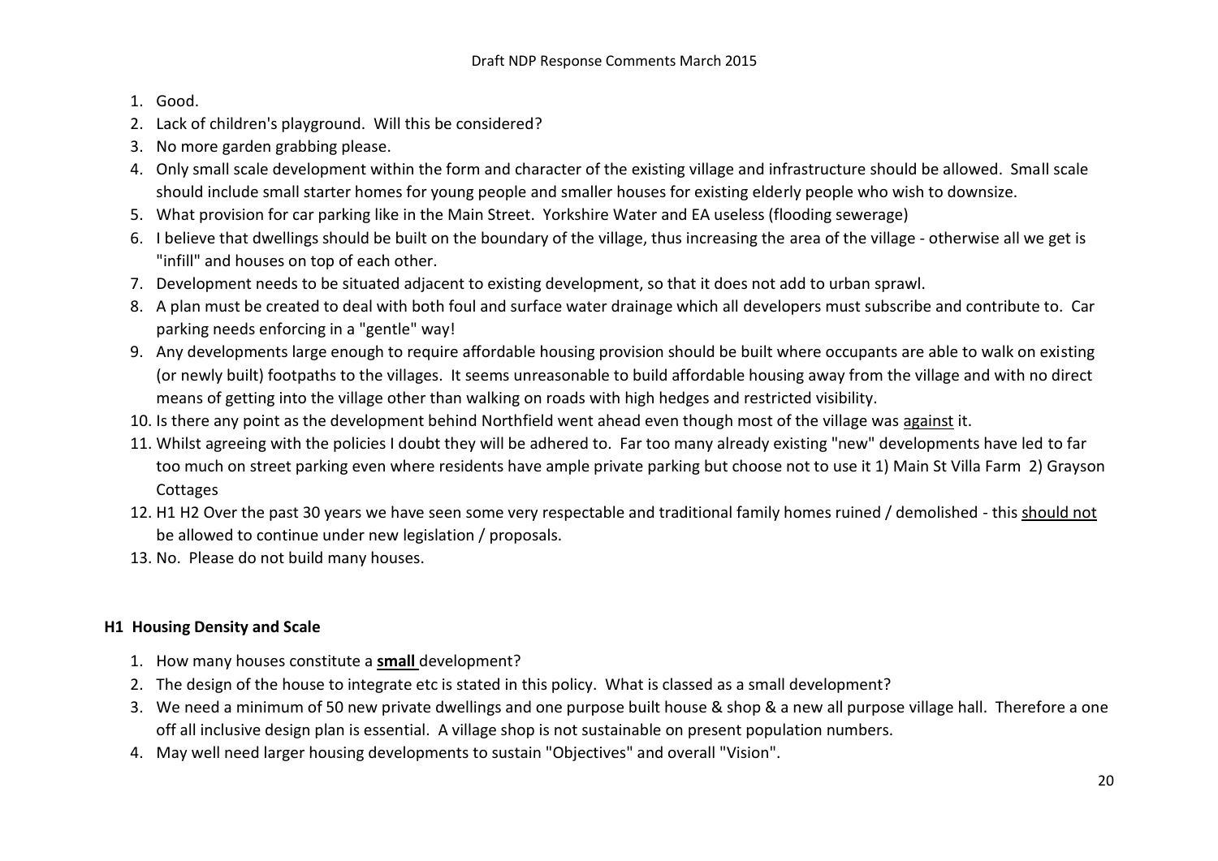1. Good.
2. Lack of children's playground. Will this be considered?
3. No more garden grabbing please.
4. Only small scale development within the form and character of the existing village and infrastructure should be allowed. Small scale should include small starter homes for young people and smaller houses for existing elderly people who wish to downsize.
5. What provision for car parking like in the Main Street. Yorkshire Water and EA useless (flooding sewerage)
6. I believe that dwellings should be built on the boundary of the village, thus increasing the area of the village - otherwise all we get is "infill" and houses on top of each other.
7. Development needs to be situated adjacent to existing development, so that it does not add to urban sprawl.
8. A plan must be created to deal with both foul and surface water drainage which all developers must subscribe and contribute to. Car parking needs enforcing in a "gentle" way!
9. Any developments large enough to require affordable housing provision should be built where occupants are able to walk on existing (or newly built) footpaths to the villages. It seems unreasonable to build affordable housing away from the village and with no direct means of getting into the village other than walking on roads with high hedges and restricted visibility.
10. Is there any point as the development behind Northfield went ahead even though most of the village was <u>against</u> it.
11. Whilst agreeing with the policies I doubt they will be adhered to. Far too many already existing "new" developments have led to far too much on street parking even where residents have ample private parking but choose not to use it 1) Main St Villa Farm 2) Grayson Cottages
12. H1 H2 Over the past 30 years we have seen some very respectable and traditional family homes ruined / demolished - this <u>should not</u> be allowed to continue under new legislation / proposals.
13. No. Please do not build many houses.

### H1 Housing Density and Scale

1. How many houses constitute a **<u>small</u>** development?
2. The design of the house to integrate etc is stated in this policy. What is classed as a small development?
3. We need a minimum of 50 new private dwellings and one purpose built house & shop & a new all purpose village hall. Therefore a one off all inclusive design plan is essential. A village shop is not sustainable on present population numbers.
4. May well need larger housing developments to sustain "Objectives" and overall "Vision".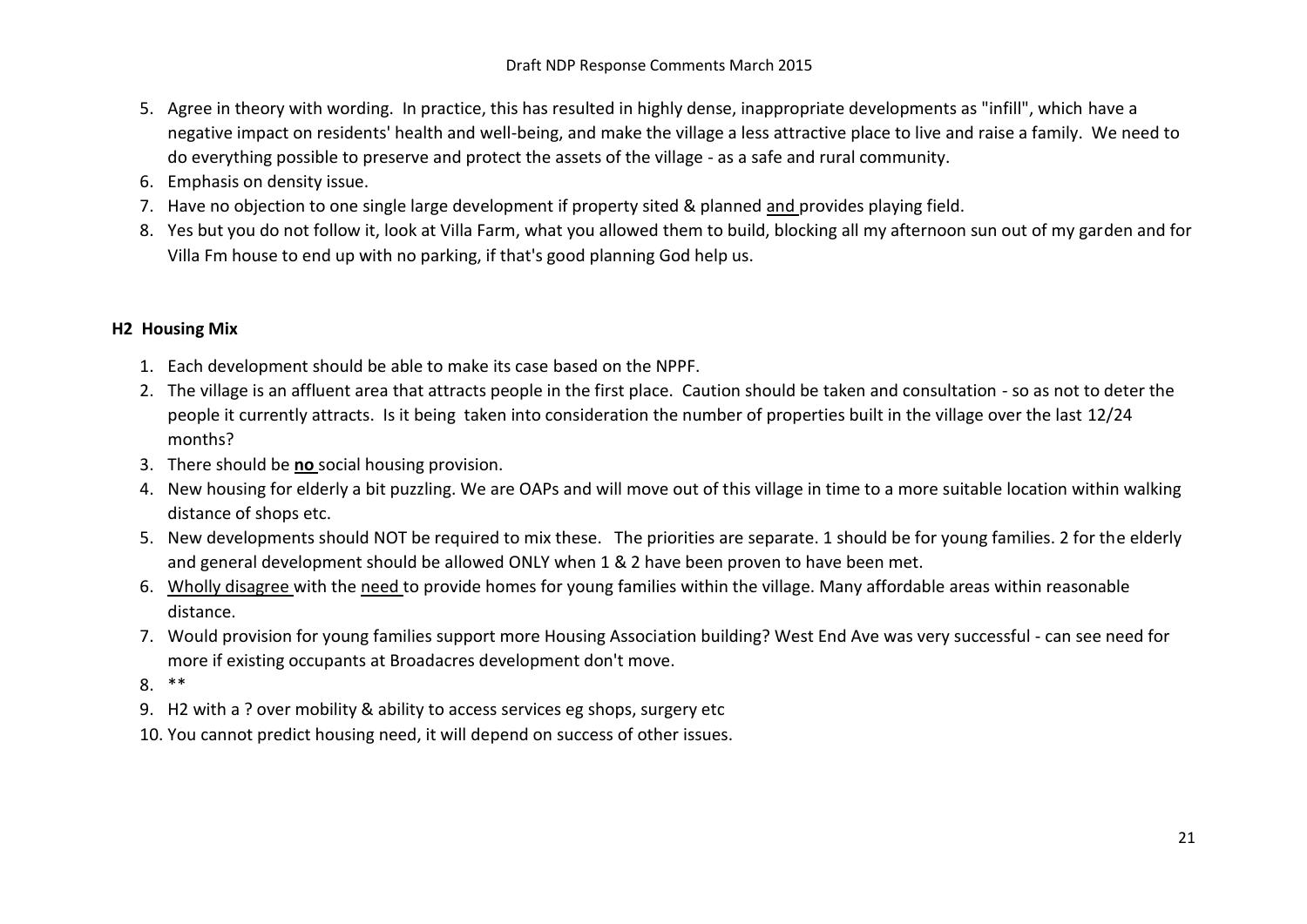5. Agree in theory with wording. In practice, this has resulted in highly dense, inappropriate developments as "infill", which have a negative impact on residents' health and well-being, and make the village a less attractive place to live and raise a family. We need to do everything possible to preserve and protect the assets of the village - as a safe and rural community.
6. Emphasis on density issue.
7. Have no objection to one single large development if property sited & planned and provides playing field.
8. Yes but you do not follow it, look at Villa Farm, what you allowed them to build, blocking all my afternoon sun out of my garden and for Villa Fm house to end up with no parking, if that's good planning God help us.

**H2 Housing Mix**

1. Each development should be able to make its case based on the NPPF.
2. The village is an affluent area that attracts people in the first place. Caution should be taken and consultation - so as not to deter the people it currently attracts. Is it being taken into consideration the number of properties built in the village over the last 12/24 months?
3. There should be **no** social housing provision.
4. New housing for elderly a bit puzzling. We are OAPs and will move out of this village in time to a more suitable location within walking distance of shops etc.
5. New developments should NOT be required to mix these. The priorities are separate. 1 should be for young families. 2 for the elderly and general development should be allowed ONLY when 1 & 2 have been proven to have been met.
6. Wholly disagree with the need to provide homes for young families within the village. Many affordable areas within reasonable distance.
7. Would provision for young families support more Housing Association building? West End Ave was very successful - can see need for more if existing occupants at Broadacres development don't move.
8. **
9. H2 with a ? over mobility & ability to access services eg shops, surgery etc
10. You cannot predict housing need, it will depend on success of other issues.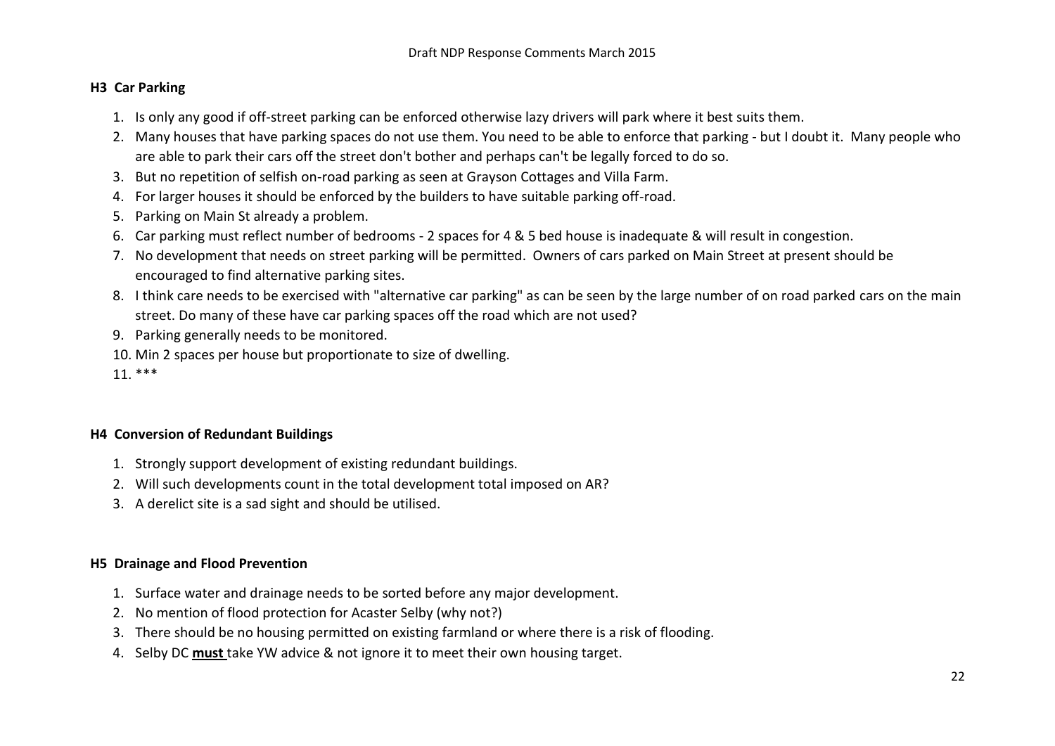### H3 Car Parking

1. Is only any good if off-street parking can be enforced otherwise lazy drivers will park where it best suits them.
2. Many houses that have parking spaces do not use them. You need to be able to enforce that parking - but I doubt it. Many people who are able to park their cars off the street don't bother and perhaps can't be legally forced to do so.
3. But no repetition of selfish on-road parking as seen at Grayson Cottages and Villa Farm.
4. For larger houses it should be enforced by the builders to have suitable parking off-road.
5. Parking on Main St already a problem.
6. Car parking must reflect number of bedrooms - 2 spaces for 4 & 5 bed house is inadequate & will result in congestion.
7. No development that needs on street parking will be permitted. Owners of cars parked on Main Street at present should be encouraged to find alternative parking sites.
8. I think care needs to be exercised with "alternative car parking" as can be seen by the large number of on road parked cars on the main street. Do many of these have car parking spaces off the road which are not used?
9. Parking generally needs to be monitored.
10. Min 2 spaces per house but proportionate to size of dwelling.
11. ***

### H4 Conversion of Redundant Buildings

1. Strongly support development of existing redundant buildings.
2. Will such developments count in the total development total imposed on AR?
3. A derelict site is a sad sight and should be utilised.

### H5 Drainage and Flood Prevention

1. Surface water and drainage needs to be sorted before any major development.
2. No mention of flood protection for Acaster Selby (why not?)
3. There should be no housing permitted on existing farmland or where there is a risk of flooding.
4. Selby DC **must** take YW advice & not ignore it to meet their own housing target.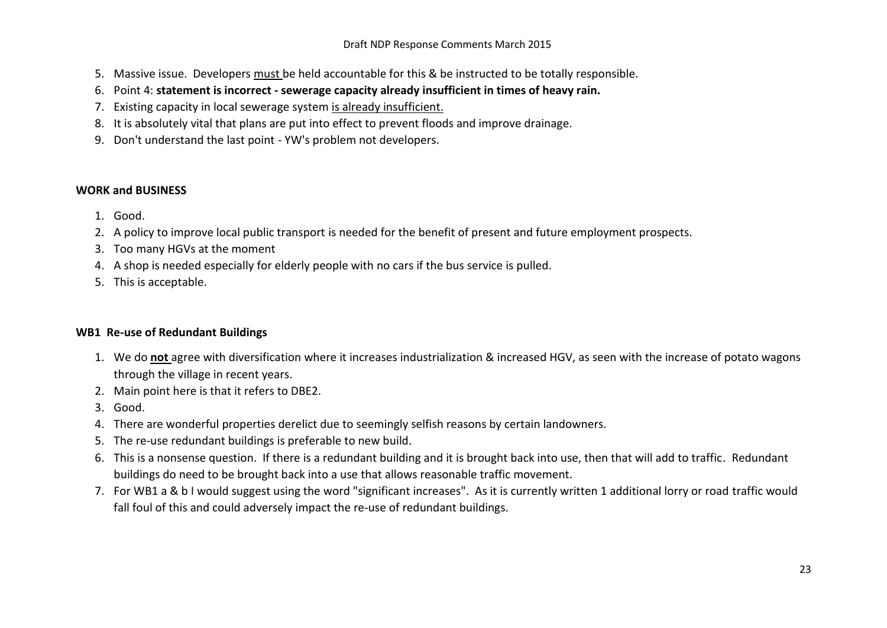5. Massive issue. Developers <u>must</u> be held accountable for this & be instructed to be totally responsible.
6. Point 4: **statement is incorrect - sewerage capacity already insufficient in times of heavy rain.**
7. Existing capacity in local sewerage system <u>is already insufficient.</u>
8. It is absolutely vital that plans are put into effect to prevent floods and improve drainage.
9. Don't understand the last point - YW's problem not developers.

**WORK and BUSINESS**

1. Good.
2. A policy to improve local public transport is needed for the benefit of present and future employment prospects.
3. Too many HGVs at the moment
4. A shop is needed especially for elderly people with no cars if the bus service is pulled.
5. This is acceptable.

**WB1 Re-use of Redundant Buildings**

1. We do <u>**not**</u> agree with diversification where it increases industrialization & increased HGV, as seen with the increase of potato wagons through the village in recent years.
2. Main point here is that it refers to DBE2.
3. Good.
4. There are wonderful properties derelict due to seemingly selfish reasons by certain landowners.
5. The re-use redundant buildings is preferable to new build.
6. This is a nonsense question. If there is a redundant building and it is brought back into use, then that will add to traffic. Redundant buildings do need to be brought back into a use that allows reasonable traffic movement.
7. For WB1 a & b I would suggest using the word "significant increases". As it is currently written 1 additional lorry or road traffic would fall foul of this and could adversely impact the re-use of redundant buildings.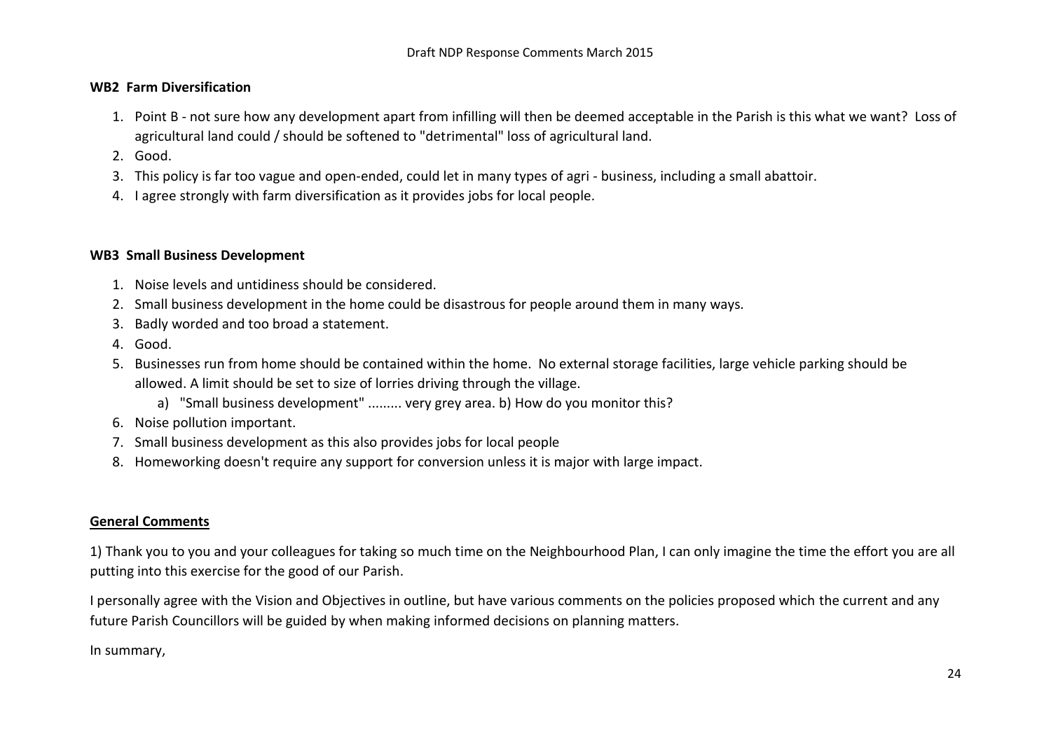### WB2 Farm Diversification

1. Point B - not sure how any development apart from infilling will then be deemed acceptable in the Parish is this what we want? Loss of agricultural land could / should be softened to "detrimental" loss of agricultural land.
2. Good.
3. This policy is far too vague and open-ended, could let in many types of agri - business, including a small abattoir.
4. I agree strongly with farm diversification as it provides jobs for local people.

### WB3 Small Business Development

1. Noise levels and untidiness should be considered.
2. Small business development in the home could be disastrous for people around them in many ways.
3. Badly worded and too broad a statement.
4. Good.
5. Businesses run from home should be contained within the home. No external storage facilities, large vehicle parking should be allowed. A limit should be set to size of lorries driving through the village.
   a) "Small business development" ......... very grey area. b) How do you monitor this?
6. Noise pollution important.
7. Small business development as this also provides jobs for local people
8. Homeworking doesn't require any support for conversion unless it is major with large impact.

### General Comments

1) Thank you to you and your colleagues for taking so much time on the Neighbourhood Plan, I can only imagine the time the effort you are all putting into this exercise for the good of our Parish.

I personally agree with the Vision and Objectives in outline, but have various comments on the policies proposed which the current and any future Parish Councillors will be guided by when making informed decisions on planning matters.

In summary,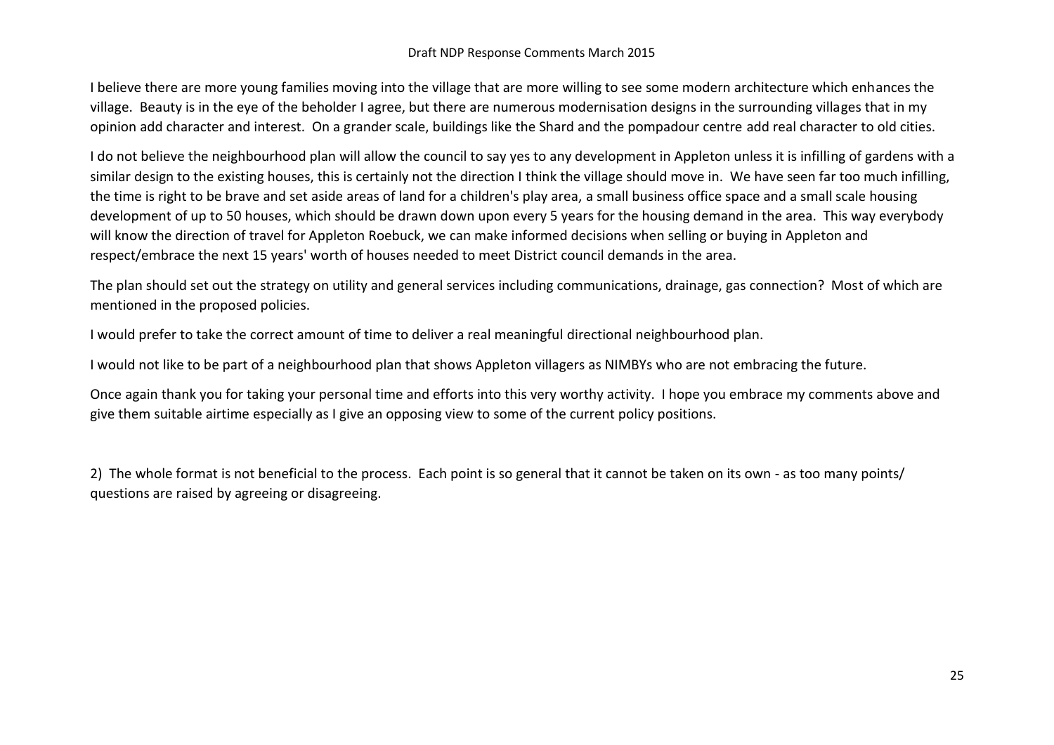I believe there are more young families moving into the village that are more willing to see some modern architecture which enhances the village. Beauty is in the eye of the beholder I agree, but there are numerous modernisation designs in the surrounding villages that in my opinion add character and interest. On a grander scale, buildings like the Shard and the pompadour centre add real character to old cities.

I do not believe the neighbourhood plan will allow the council to say yes to any development in Appleton unless it is infilling of gardens with a similar design to the existing houses, this is certainly not the direction I think the village should move in. We have seen far too much infilling, the time is right to be brave and set aside areas of land for a children's play area, a small business office space and a small scale housing development of up to 50 houses, which should be drawn down upon every 5 years for the housing demand in the area. This way everybody will know the direction of travel for Appleton Roebuck, we can make informed decisions when selling or buying in Appleton and respect/embrace the next 15 years' worth of houses needed to meet District council demands in the area.

The plan should set out the strategy on utility and general services including communications, drainage, gas connection? Most of which are mentioned in the proposed policies.

I would prefer to take the correct amount of time to deliver a real meaningful directional neighbourhood plan.

I would not like to be part of a neighbourhood plan that shows Appleton villagers as NIMBYs who are not embracing the future.

Once again thank you for taking your personal time and efforts into this very worthy activity. I hope you embrace my comments above and give them suitable airtime especially as I give an opposing view to some of the current policy positions.

2) The whole format is not beneficial to the process. Each point is so general that it cannot be taken on its own - as too many points/ questions are raised by agreeing or disagreeing.